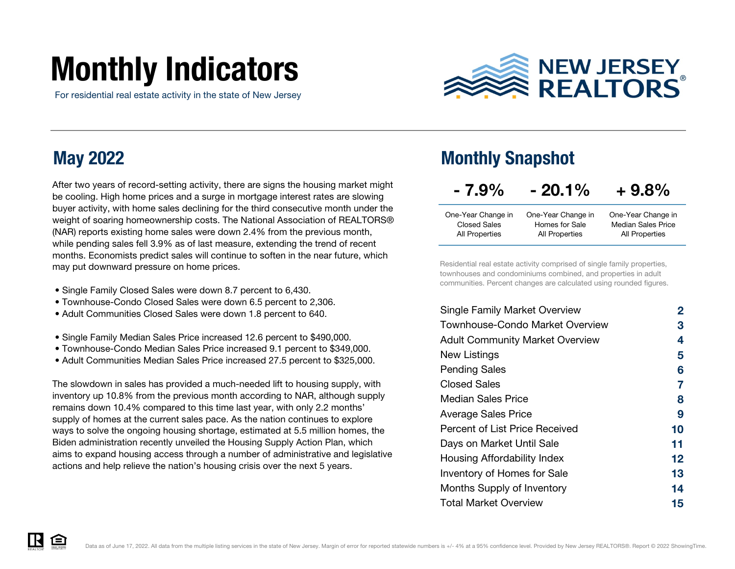# Monthly Indicators

For residential real estate activity in the state of New Jersey

NEW JERSEY REALTORS®

## May 2022

After two years of record-setting activity, there are signs the housing market might be cooling. High home prices and a surge in mortgage interest rates are slowing buyer activity, with home sales declining for the third consecutive month under the weight of soaring homeownership costs. The National Association of REALTORS® (NAR) reports existing home sales were down 2.4% from the previous month, while pending sales fell 3.9% as of last measure, extending the trend of recent months. Economists predict sales will continue to soften in the near future, which may put downward pressure on home prices.

- Single Family Closed Sales were down 8.7 percent to 6,430.
- Townhouse-Condo Closed Sales were down 6.5 percent to 2,306.
- Adult Communities Closed Sales were down 1.8 percent to 640.

- Single Family Median Sales Price increased 12.6 percent to $490,000.
- Townhouse-Condo Median Sales Price increased 9.1 percent to $349,000.
- Adult Communities Median Sales Price increased 27.5 percent to $325,000.

The slowdown in sales has provided a much-needed lift to housing supply, with inventory up 10.8% from the previous month according to NAR, although supply remains down 10.4% compared to this time last year, with only 2.2 months' supply of homes at the current sales pace. As the nation continues to explore ways to solve the ongoing housing shortage, estimated at 5.5 million homes, the Biden administration recently unveiled the Housing Supply Action Plan, which aims to expand housing access through a number of administrative and legislative actions and help relieve the nation's housing crisis over the next 5 years.

## Monthly Snapshot

| - 7.9% | - 20.1% | + 9.8% |
|---|---|---|
| One-Year Change in Closed Sales All Properties | One-Year Change in Homes for Sale All Properties | One-Year Change in Median Sales Price All Properties |

Residential real estate activity comprised of single family properties, townhouses and condominiums combined, and properties in adult communities. Percent changes are calculated using rounded figures.

| | |
|---|---|
| Single Family Market Overview | 2 |
| Townhouse-Condo Market Overview | 3 |
| Adult Community Market Overview | 4 |
| New Listings | 5 |
| Pending Sales | 6 |
| Closed Sales | 7 |
| Median Sales Price | 8 |
| Average Sales Price | 9 |
| Percent of List Price Received | 10 |
| Days on Market Until Sale | 11 |
| Housing Affordability Index | 12 |
| Inventory of Homes for Sale | 13 |
| Months Supply of Inventory | 14 |
| Total Market Overview | 15 |

Data as of June 17, 2022. All data from the multiple listing services in the state of New Jersey. Margin of error for reported statewide numbers is +/- 4% at a 95% confidence level. Provided by New Jersey REALTORS®. Report © 2022 ShowingTime.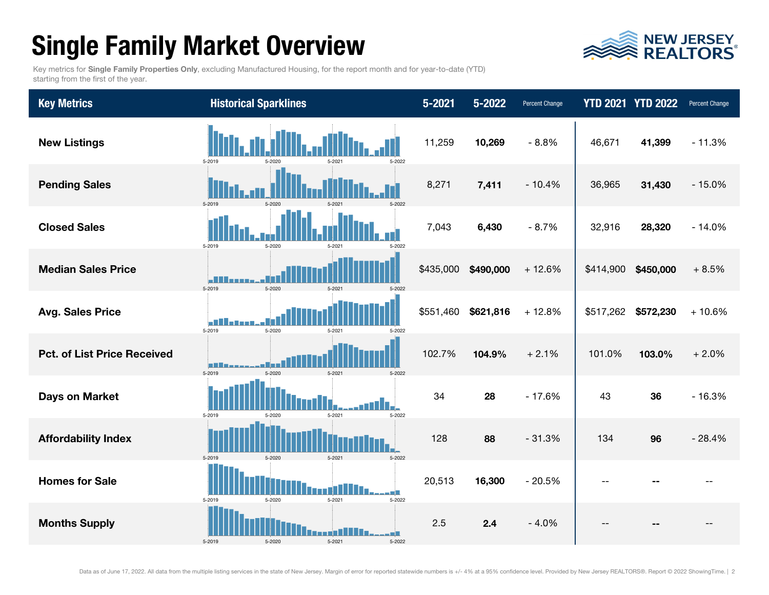# Single Family Market Overview

Key metrics for **Single Family Properties Only**, excluding Manufactured Housing, for the report month and for year-to-date (YTD) starting from the first of the year.

| Key Metrics | Historical Sparklines | 5-2021 | 5-2022 | Percent Change | YTD 2021 | YTD 2022 | Percent Change |
|---|---|---|---|---|---|---|---|
| New Listings | 5-2019 5-2020 5-2021 5-2022 | 11,259 | **10,269** | - 8.8% | 46,671 | **41,399** | - 11.3% |
| Pending Sales | 5-2019 5-2020 5-2021 5-2022 | 8,271 | **7,411** | - 10.4% | 36,965 | **31,430** | - 15.0% |
| Closed Sales | 5-2019 5-2020 5-2021 5-2022 | 7,043 | **6,430** | - 8.7% | 32,916 | **28,320** | - 14.0% |
| Median Sales Price | 5-2019 5-2020 5-2021 5-2022 | $435,000 | **$490,000** | + 12.6% | $414,900 | **$450,000** | + 8.5% |
| Avg. Sales Price | 5-2019 5-2020 5-2021 5-2022 | $551,460 | **$621,816** | + 12.8% | $517,262 | **$572,230** | + 10.6% |
| Pct. of List Price Received | 5-2019 5-2020 5-2021 5-2022 | 102.7% | **104.9%** | + 2.1% | 101.0% | **103.0%** | + 2.0% |
| Days on Market | 5-2019 5-2020 5-2021 5-2022 | 34 | **28** | - 17.6% | 43 | **36** | - 16.3% |
| Affordability Index | 5-2019 5-2020 5-2021 5-2022 | 128 | **88** | - 31.3% | 134 | **96** | - 28.4% |
| Homes for Sale | 5-2019 5-2020 5-2021 5-2022 | 20,513 | **16,300** | - 20.5% | -- | **--** | -- |
| Months Supply | 5-2019 5-2020 5-2021 5-2022 | 2.5 | **2.4** | - 4.0% | -- | **--** | -- |

Data as of June 17, 2022. All data from the multiple listing services in the state of New Jersey. Margin of error for reported statewide numbers is +/- 4% at a 95% confidence level. Provided by New Jersey REALTORS®. Report © 2022 ShowingTime.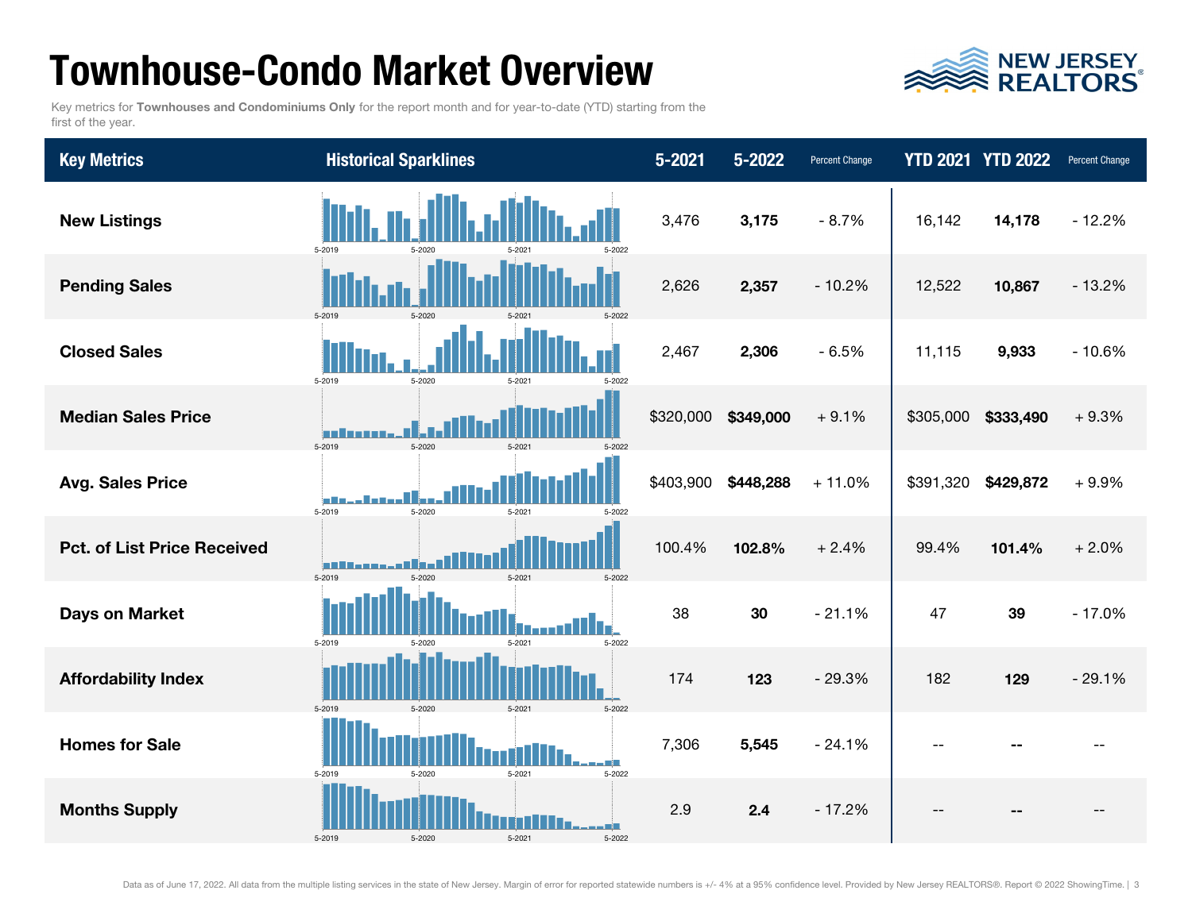# Townhouse-Condo Market Overview

Key metrics for **Townhouses and Condominiums Only** for the report month and for year-to-date (YTD) starting from the first of the year.

| Key Metrics | Historical Sparklines | 5-2021 | 5-2022 | Percent Change | YTD 2021 | YTD 2022 | Percent Change |
|---|---|---|---|---|---|---|---|
| **New Listings** | 5-2019 5-2020 5-2021 5-2022 | 3,476 | **3,175** | - 8.7% | 16,142 | **14,178** | - 12.2% |
| **Pending Sales** | 5-2019 5-2020 5-2021 5-2022 | 2,626 | **2,357** | - 10.2% | 12,522 | **10,867** | - 13.2% |
| **Closed Sales** | 5-2019 5-2020 5-2021 5-2022 | 2,467 | **2,306** | - 6.5% | 11,115 | **9,933** | - 10.6% |
| **Median Sales Price** | 5-2019 5-2020 5-2021 5-2022 | $320,000 | **$349,000** | + 9.1% | $305,000 | **$333,490** | + 9.3% |
| **Avg. Sales Price** | 5-2019 5-2020 5-2021 5-2022 | $403,900 | **$448,288** | + 11.0% | $391,320 | **$429,872** | + 9.9% |
| **Pct. of List Price Received** | 5-2019 5-2020 5-2021 5-2022 | 100.4% | **102.8%** | + 2.4% | 99.4% | **101.4%** | + 2.0% |
| **Days on Market** | 5-2019 5-2020 5-2021 5-2022 | 38 | **30** | - 21.1% | 47 | **39** | - 17.0% |
| **Affordability Index** | 5-2019 5-2020 5-2021 5-2022 | 174 | **123** | - 29.3% | 182 | **129** | - 29.1% |
| **Homes for Sale** | 5-2019 5-2020 5-2021 5-2022 | 7,306 | **5,545** | - 24.1% | -- | **--** | -- |
| **Months Supply** | 5-2019 5-2020 5-2021 5-2022 | 2.9 | **2.4** | - 17.2% | -- | **--** | -- |

Data as of June 17, 2022. All data from the multiple listing services in the state of New Jersey. Margin of error for reported statewide numbers is +/- 4% at a 95% confidence level. Provided by New Jersey REALTORS®. Report © 2022 ShowingTime.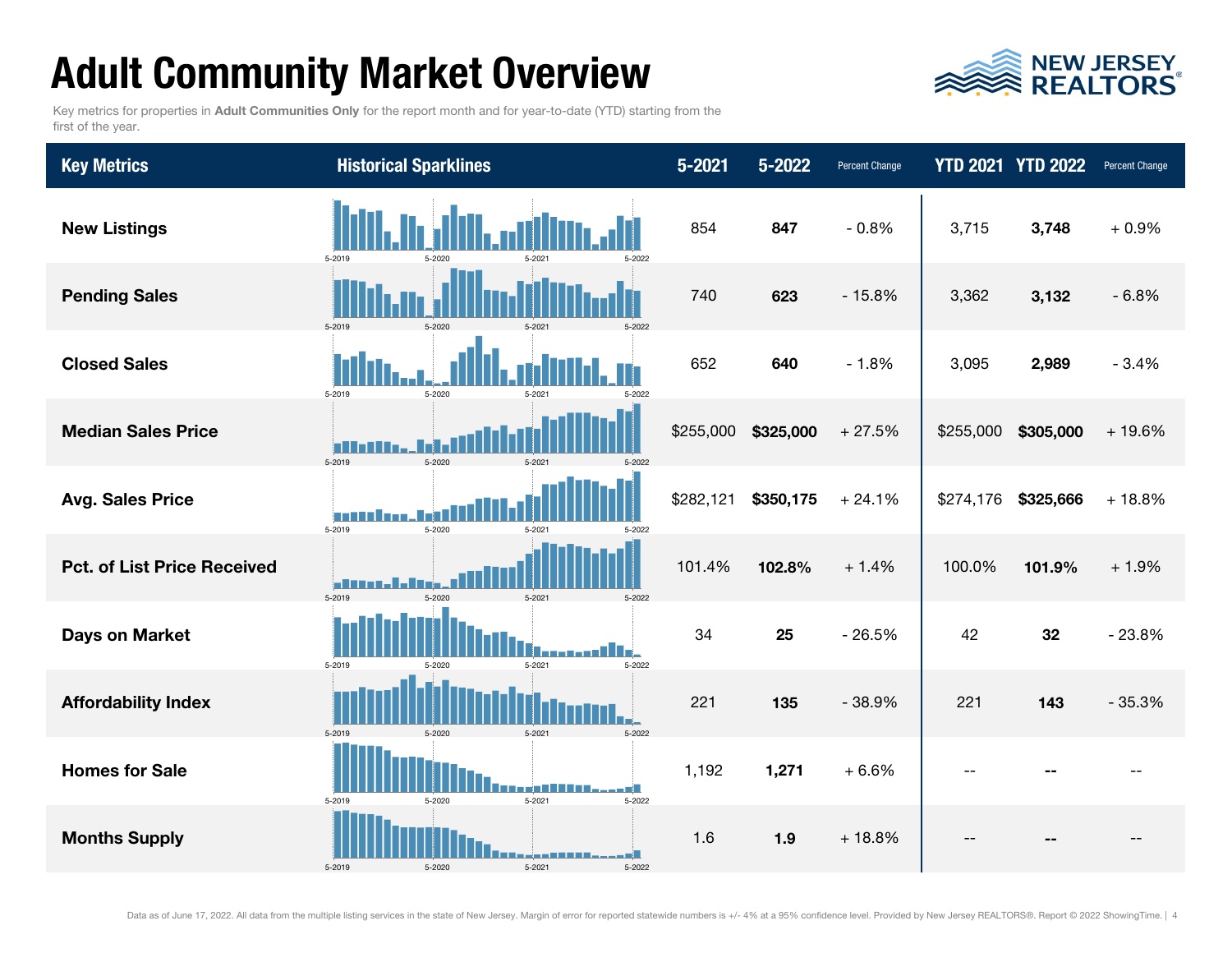# Adult Community Market Overview

Key metrics for properties in **Adult Communities Only** for the report month and for year-to-date (YTD) starting from the first of the year.

| Key Metrics | Historical Sparklines | 5-2021 | 5-2022 | Percent Change | YTD 2021 | YTD 2022 | Percent Change |
|---|---|---|---|---|---|---|---|
| **New Listings** | 5-2019 5-2020 5-2021 5-2022 | 854 | **847** | - 0.8% | 3,715 | **3,748** | + 0.9% |
| **Pending Sales** | 5-2019 5-2020 5-2021 5-2022 | 740 | **623** | - 15.8% | 3,362 | **3,132** | - 6.8% |
| **Closed Sales** | 5-2019 5-2020 5-2021 5-2022 | 652 | **640** | - 1.8% | 3,095 | **2,989** | - 3.4% |
| **Median Sales Price** | 5-2019 5-2020 5-2021 5-2022 | $255,000 | **$325,000** | + 27.5% | $255,000 | **$305,000** | + 19.6% |
| **Avg. Sales Price** | 5-2019 5-2020 5-2021 5-2022 | $282,121 | **$350,175** | + 24.1% | $274,176 | **$325,666** | + 18.8% |
| **Pct. of List Price Received** | 5-2019 5-2020 5-2021 5-2022 | 101.4% | **102.8%** | + 1.4% | 100.0% | **101.9%** | + 1.9% |
| **Days on Market** | 5-2019 5-2020 5-2021 5-2022 | 34 | **25** | - 26.5% | 42 | **32** | - 23.8% |
| **Affordability Index** | 5-2019 5-2020 5-2021 5-2022 | 221 | **135** | - 38.9% | 221 | **143** | - 35.3% |
| **Homes for Sale** | 5-2019 5-2020 5-2021 5-2022 | 1,192 | **1,271** | + 6.6% | -- | **--** | -- |
| **Months Supply** | 5-2019 5-2020 5-2021 5-2022 | 1.6 | **1.9** | + 18.8% | -- | **--** | -- |

Data as of June 17, 2022. All data from the multiple listing services in the state of New Jersey. Margin of error for reported statewide numbers is +/- 4% at a 95% confidence level. Provided by New Jersey REALTORS®. Report © 2022 ShowingTime.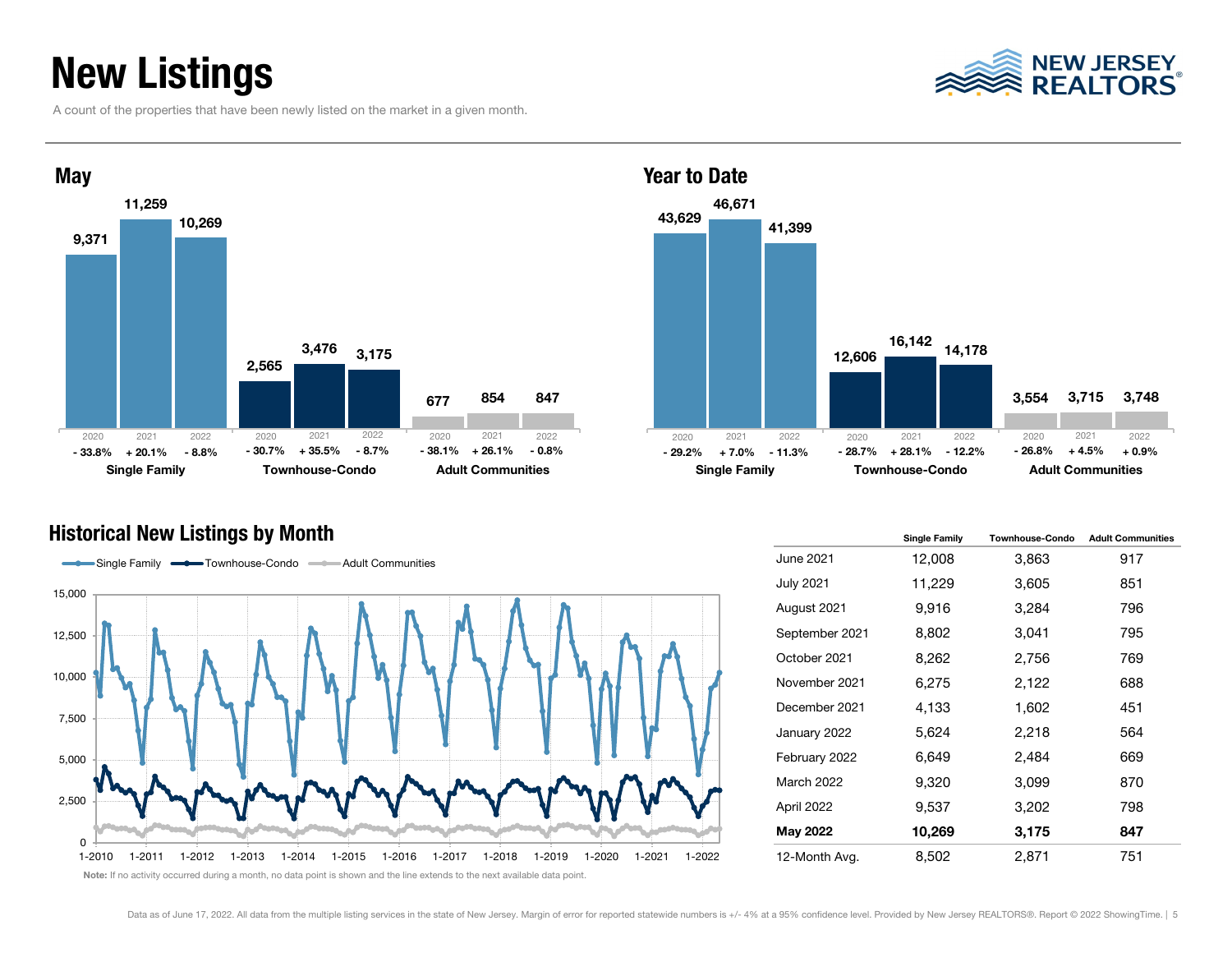# New Listings

A count of the properties that have been newly listed on the market in a given month.

## May

| | 2020 | 2021 | 2022 |
|---|---|---|---|
| Single Family | 9,371 | 11,259 | 10,269 |
| | - 33.8% | + 20.1% | - 8.8% |
| Townhouse-Condo | 2,565 | 3,476 | 3,175 |
| | - 30.7% | + 35.5% | - 8.7% |
| Adult Communities | 677 | 854 | 847 |
| | - 38.1% | + 26.1% | - 0.8% |

## Year to Date

| | 2020 | 2021 | 2022 |
|---|---|---|---|
| Single Family | 43,629 | 46,671 | 41,399 |
| | - 29.2% | + 7.0% | - 11.3% |
| Townhouse-Condo | 12,606 | 16,142 | 14,178 |
| | - 28.7% | + 28.1% | - 12.2% |
| Adult Communities | 3,554 | 3,715 | 3,748 |
| | - 26.8% | + 4.5% | + 0.9% |

## Historical New Listings by Month

| | Single Family | Townhouse-Condo | Adult Communities |
|---|---|---|---|
| June 2021 | 12,008 | 3,863 | 917 |
| July 2021 | 11,229 | 3,605 | 851 |
| August 2021 | 9,916 | 3,284 | 796 |
| September 2021 | 8,802 | 3,041 | 795 |
| October 2021 | 8,262 | 2,756 | 769 |
| November 2021 | 6,275 | 2,122 | 688 |
| December 2021 | 4,133 | 1,602 | 451 |
| January 2022 | 5,624 | 2,218 | 564 |
| February 2022 | 6,649 | 2,484 | 669 |
| March 2022 | 9,320 | 3,099 | 870 |
| April 2022 | 9,537 | 3,202 | 798 |
| **May 2022** | **10,269** | **3,175** | **847** |
| 12-Month Avg. | 8,502 | 2,871 | 751 |

**Note:** If no activity occurred during a month, no data point is shown and the line extends to the next available data point.

Data as of June 17, 2022. All data from the multiple listing services in the state of New Jersey. Margin of error for reported statewide numbers is +/- 4% at a 95% confidence level. Provided by New Jersey REALTORS®. Report © 2022 ShowingTime.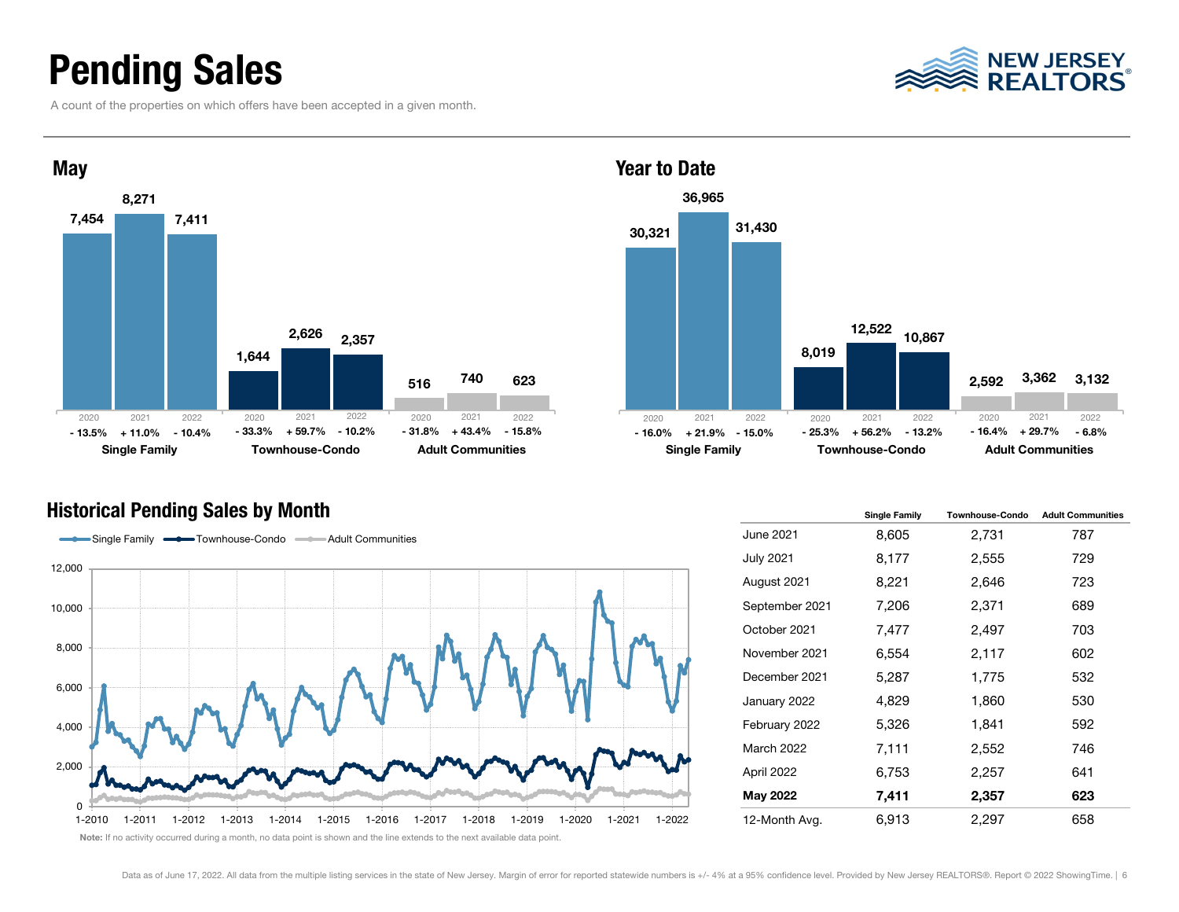# Pending Sales

A count of the properties on which offers have been accepted in a given month.

## May

| | 2020 | 2021 | 2022 |
|---|---|---|---|
| **Single Family** | 7,454 | 8,271 | 7,411 |
| | - 13.5% | + 11.0% | - 10.4% |
| **Townhouse-Condo** | 1,644 | 2,626 | 2,357 |
| | - 33.3% | + 59.7% | - 10.2% |
| **Adult Communities** | 516 | 740 | 623 |
| | - 31.8% | + 43.4% | - 15.8% |

## Year to Date

| | 2020 | 2021 | 2022 |
|---|---|---|---|
| **Single Family** | 30,321 | 36,965 | 31,430 |
| | - 16.0% | + 21.9% | - 15.0% |
| **Townhouse-Condo** | 8,019 | 12,522 | 10,867 |
| | - 25.3% | + 56.2% | - 13.2% |
| **Adult Communities** | 2,592 | 3,362 | 3,132 |
| | - 16.4% | + 29.7% | - 6.8% |

## Historical Pending Sales by Month

Single Family — Townhouse-Condo — Adult Communities

Note: If no activity occurred during a month, no data point is shown and the line extends to the next available data point.

| | Single Family | Townhouse-Condo | Adult Communities |
|---|---|---|---|
| June 2021 | 8,605 | 2,731 | 787 |
| July 2021 | 8,177 | 2,555 | 729 |
| August 2021 | 8,221 | 2,646 | 723 |
| September 2021 | 7,206 | 2,371 | 689 |
| October 2021 | 7,477 | 2,497 | 703 |
| November 2021 | 6,554 | 2,117 | 602 |
| December 2021 | 5,287 | 1,775 | 532 |
| January 2022 | 4,829 | 1,860 | 530 |
| February 2022 | 5,326 | 1,841 | 592 |
| March 2022 | 7,111 | 2,552 | 746 |
| April 2022 | 6,753 | 2,257 | 641 |
| **May 2022** | **7,411** | **2,357** | **623** |
| 12-Month Avg. | 6,913 | 2,297 | 658 |

Data as of June 17, 2022. All data from the multiple listing services in the state of New Jersey. Margin of error for reported statewide numbers is +/- 4% at a 95% confidence level. Provided by New Jersey REALTORS®. Report © 2022 ShowingTime.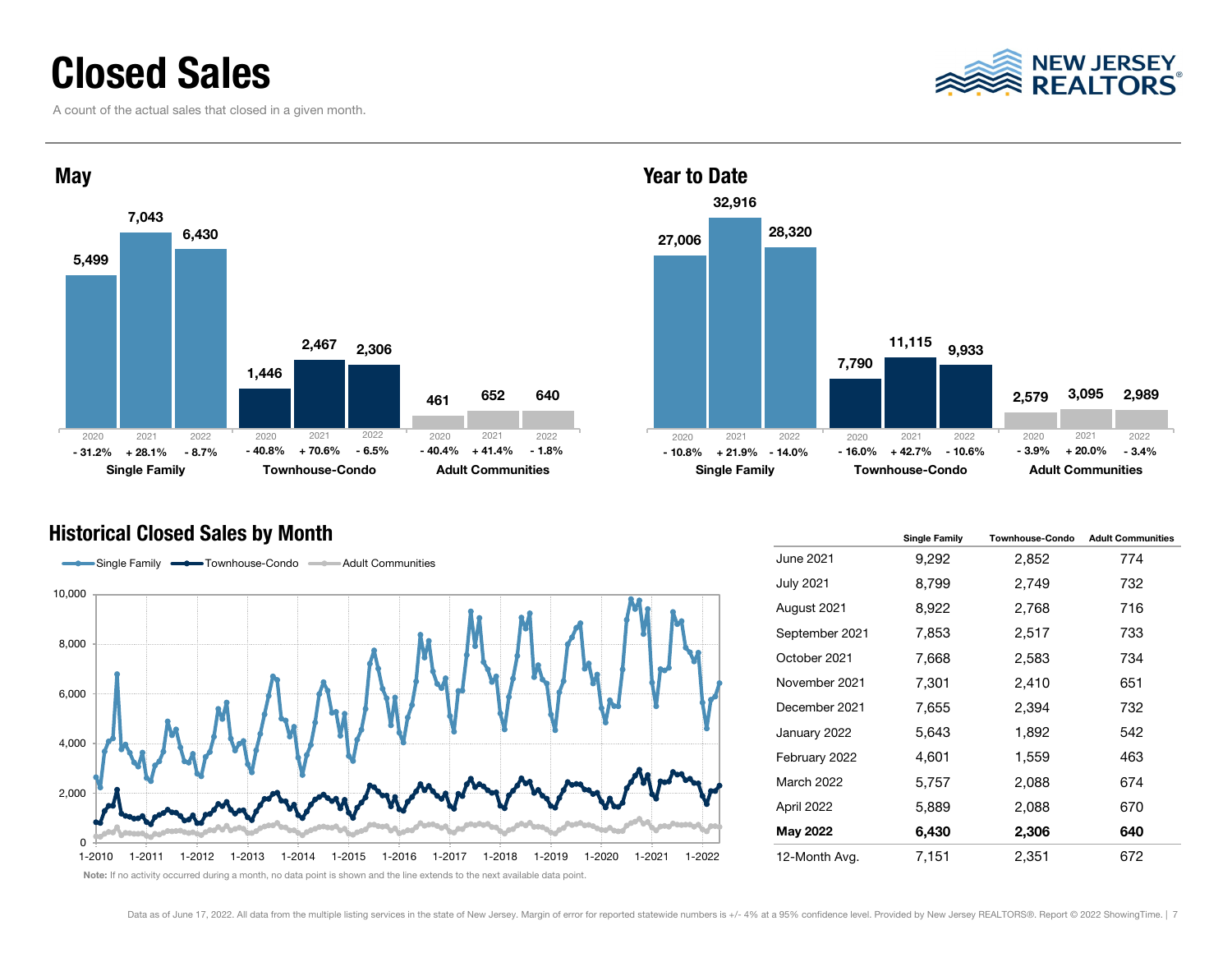# Closed Sales

A count of the actual sales that closed in a given month.

## May

| | 2020 | 2021 | 2022 |
|---|---|---|---|
| **Single Family** | 5,499 | 7,043 | 6,430 |
| | - 31.2% | + 28.1% | - 8.7% |
| **Townhouse-Condo** | 1,446 | 2,467 | 2,306 |
| | - 40.8% | + 70.6% | - 6.5% |
| **Adult Communities** | 461 | 652 | 640 |
| | - 40.4% | + 41.4% | - 1.8% |

## Year to Date

| | 2020 | 2021 | 2022 |
|---|---|---|---|
| **Single Family** | 27,006 | 32,916 | 28,320 |
| | - 10.8% | + 21.9% | - 14.0% |
| **Townhouse-Condo** | 7,790 | 11,115 | 9,933 |
| | - 16.0% | + 42.7% | - 10.6% |
| **Adult Communities** | 2,579 | 3,095 | 2,989 |
| | - 3.9% | + 20.0% | - 3.4% |

## Historical Closed Sales by Month

Single Family — Townhouse-Condo — Adult Communities

**Note:** If no activity occurred during a month, no data point is shown and the line extends to the next available data point.

| | Single Family | Townhouse-Condo | Adult Communities |
|---|---|---|---|
| June 2021 | 9,292 | 2,852 | 774 |
| July 2021 | 8,799 | 2,749 | 732 |
| August 2021 | 8,922 | 2,768 | 716 |
| September 2021 | 7,853 | 2,517 | 733 |
| October 2021 | 7,668 | 2,583 | 734 |
| November 2021 | 7,301 | 2,410 | 651 |
| December 2021 | 7,655 | 2,394 | 732 |
| January 2022 | 5,643 | 1,892 | 542 |
| February 2022 | 4,601 | 1,559 | 463 |
| March 2022 | 5,757 | 2,088 | 674 |
| April 2022 | 5,889 | 2,088 | 670 |
| **May 2022** | **6,430** | **2,306** | **640** |
| 12-Month Avg. | 7,151 | 2,351 | 672 |

Data as of June 17, 2022. All data from the multiple listing services in the state of New Jersey. Margin of error for reported statewide numbers is +/- 4% at a 95% confidence level. Provided by New Jersey REALTORS®. Report © 2022 ShowingTime.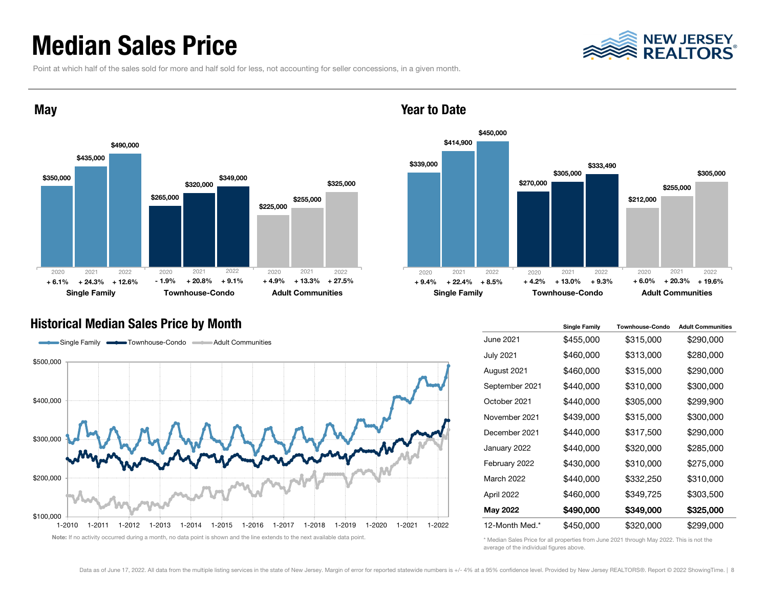# Median Sales Price

Point at which half of the sales sold for more and half sold for less, not accounting for seller concessions, in a given month.

## May

| | 2020 | 2021 | 2022 |
|---|---|---|---|
| Single Family | $350,000 (+ 6.1%) | $435,000 (+ 24.3%) | $490,000 (+ 12.6%) |
| Townhouse-Condo | $265,000 (- 1.9%) | $320,000 (+ 20.8%) | $349,000 (+ 9.1%) |
| Adult Communities | $225,000 (+ 4.9%) | $255,000 (+ 13.3%) | $325,000 (+ 27.5%) |

## Year to Date

| | 2020 | 2021 | 2022 |
|---|---|---|---|
| Single Family | $339,000 (+ 9.4%) | $414,900 (+ 22.4%) | $450,000 (+ 8.5%) |
| Townhouse-Condo | $270,000 (+ 4.2%) | $305,000 (+ 13.0%) | $333,490 (+ 9.3%) |
| Adult Communities | $212,000 (+ 6.0%) | $255,000 (+ 20.3%) | $305,000 (+ 19.6%) |

## Historical Median Sales Price by Month

**Note:** If no activity occurred during a month, no data point is shown and the line extends to the next available data point.

| | Single Family | Townhouse-Condo | Adult Communities |
|---|---|---|---|
| June 2021 | $455,000 | $315,000 | $290,000 |
| July 2021 | $460,000 | $313,000 | $280,000 |
| August 2021 | $460,000 | $315,000 | $290,000 |
| September 2021 | $440,000 | $310,000 | $300,000 |
| October 2021 | $440,000 | $305,000 | $299,900 |
| November 2021 | $439,000 | $315,000 | $300,000 |
| December 2021 | $440,000 | $317,500 | $290,000 |
| January 2022 | $440,000 | $320,000 | $285,000 |
| February 2022 | $430,000 | $310,000 | $275,000 |
| March 2022 | $440,000 | $332,250 | $310,000 |
| April 2022 | $460,000 | $349,725 | $303,500 |
| **May 2022** | **$490,000** | **$349,000** | **$325,000** |
| 12-Month Med.* | $450,000 | $320,000 | $299,000 |

\* Median Sales Price for all properties from June 2021 through May 2022. This is not the average of the individual figures above.

Data as of June 17, 2022. All data from the multiple listing services in the state of New Jersey. Margin of error for reported statewide numbers is +/- 4% at a 95% confidence level. Provided by New Jersey REALTORS®. Report © 2022 ShowingTime.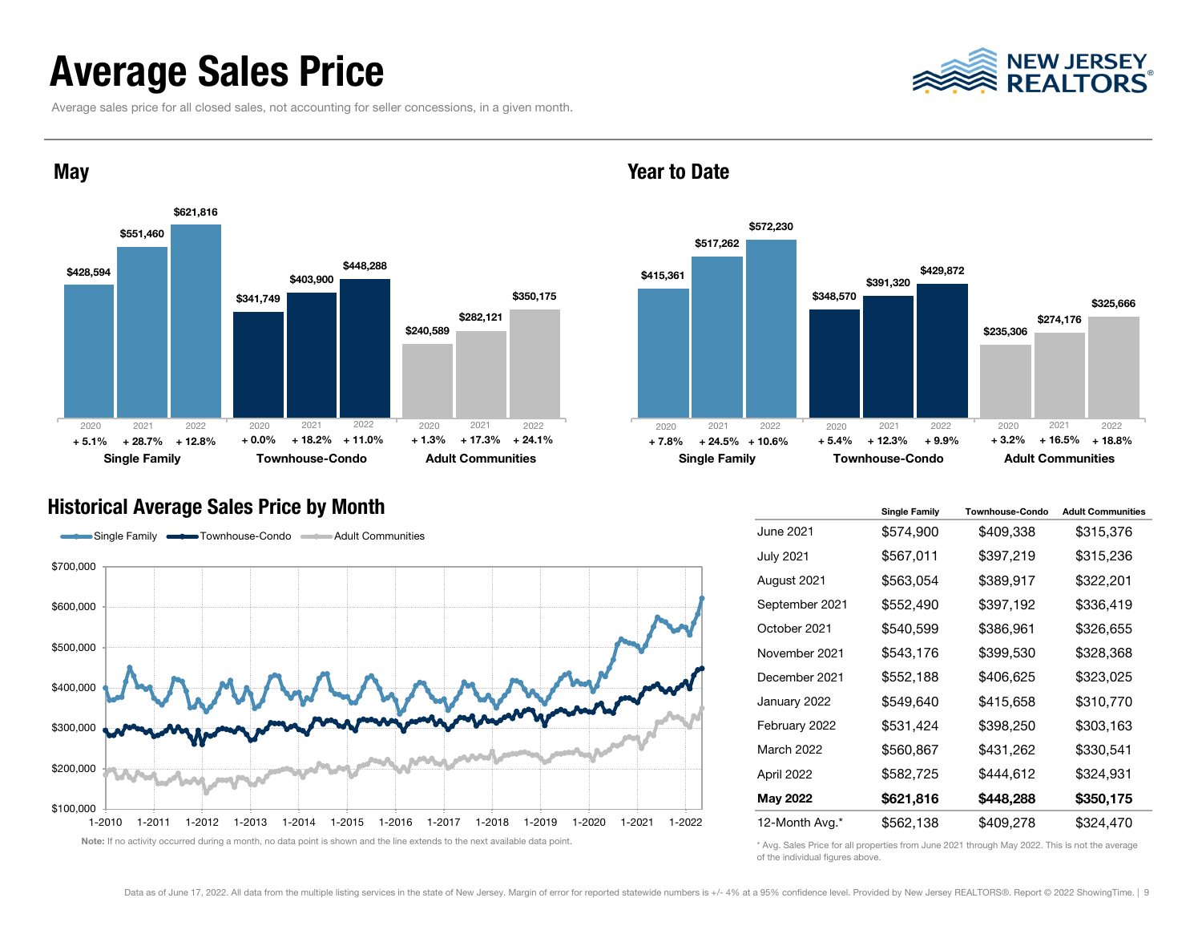# Average Sales Price

Average sales price for all closed sales, not accounting for seller concessions, in a given month.

## May

| | 2020 | 2021 | 2022 |
|---|---|---|---|
| Single Family | $428,594 (+ 5.1%) | $551,460 (+ 28.7%) | $621,816 (+ 12.8%) |
| Townhouse-Condo | $341,749 (+ 0.0%) | $403,900 (+ 18.2%) | $448,288 (+ 11.0%) |
| Adult Communities | $240,589 (+ 1.3%) | $282,121 (+ 17.3%) | $350,175 (+ 24.1%) |

## Year to Date

| | 2020 | 2021 | 2022 |
|---|---|---|---|
| Single Family | $415,361 (+ 7.8%) | $517,262 (+ 24.5%) | $572,230 (+ 10.6%) |
| Townhouse-Condo | $348,570 (+ 5.4%) | $391,320 (+ 12.3%) | $429,872 (+ 9.9%) |
| Adult Communities | $235,306 (+ 3.2%) | $274,176 (+ 16.5%) | $325,666 (+ 18.8%) |

## Historical Average Sales Price by Month

Single Family — Townhouse-Condo — Adult Communities

**Note:** If no activity occurred during a month, no data point is shown and the line extends to the next available data point.

| | Single Family | Townhouse-Condo | Adult Communities |
|---|---|---|---|
| June 2021 | $574,900 | $409,338 | $315,376 |
| July 2021 | $567,011 | $397,219 | $315,236 |
| August 2021 | $563,054 | $389,917 | $322,201 |
| September 2021 | $552,490 | $397,192 | $336,419 |
| October 2021 | $540,599 | $386,961 | $326,655 |
| November 2021 | $543,176 | $399,530 | $328,368 |
| December 2021 | $552,188 | $406,625 | $323,025 |
| January 2022 | $549,640 | $415,658 | $310,770 |
| February 2022 | $531,424 | $398,250 | $303,163 |
| March 2022 | $560,867 | $431,262 | $330,541 |
| April 2022 | $582,725 | $444,612 | $324,931 |
| **May 2022** | **$621,816** | **$448,288** | **$350,175** |
| 12-Month Avg.* | $562,138 | $409,278 | $324,470 |

\* Avg. Sales Price for all properties from June 2021 through May 2022. This is not the average of the individual figures above.

Data as of June 17, 2022. All data from the multiple listing services in the state of New Jersey. Margin of error for reported statewide numbers is +/- 4% at a 95% confidence level. Provided by New Jersey REALTORS®. Report © 2022 ShowingTime.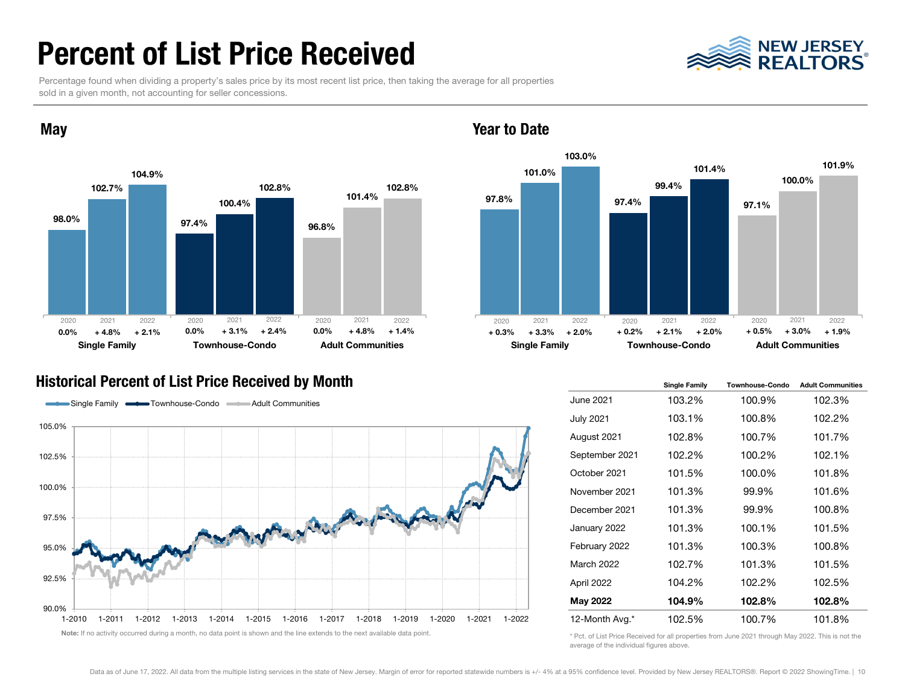# Percent of List Price Received

Percentage found when dividing a property's sales price by its most recent list price, then taking the average for all properties sold in a given month, not accounting for seller concessions.

## May

| | 2020 | 2021 | 2022 |
|---|---|---|---|
| **Single Family** | 98.0% (0.0%) | 102.7% (+ 4.8%) | 104.9% (+ 2.1%) |
| **Townhouse-Condo** | 97.4% (0.0%) | 100.4% (+ 3.1%) | 102.8% (+ 2.4%) |
| **Adult Communities** | 96.8% (0.0%) | 101.4% (+ 4.8%) | 102.8% (+ 1.4%) |

## Year to Date

| | 2020 | 2021 | 2022 |
|---|---|---|---|
| **Single Family** | 97.8% (+ 0.3%) | 101.0% (+ 3.3%) | 103.0% (+ 2.0%) |
| **Townhouse-Condo** | 97.4% (+ 0.2%) | 99.4% (+ 2.1%) | 101.4% (+ 2.0%) |
| **Adult Communities** | 97.1% (+ 0.5%) | 100.0% (+ 3.0%) | 101.9% (+ 1.9%) |

## Historical Percent of List Price Received by Month

Single Family · Townhouse-Condo · Adult Communities

**Note:** If no activity occurred during a month, no data point is shown and the line extends to the next available data point.

| | Single Family | Townhouse-Condo | Adult Communities |
|---|---|---|---|
| June 2021 | 103.2% | 100.9% | 102.3% |
| July 2021 | 103.1% | 100.8% | 102.2% |
| August 2021 | 102.8% | 100.7% | 101.7% |
| September 2021 | 102.2% | 100.2% | 102.1% |
| October 2021 | 101.5% | 100.0% | 101.8% |
| November 2021 | 101.3% | 99.9% | 101.6% |
| December 2021 | 101.3% | 99.9% | 100.8% |
| January 2022 | 101.3% | 100.1% | 101.5% |
| February 2022 | 101.3% | 100.3% | 100.8% |
| March 2022 | 102.7% | 101.3% | 101.5% |
| April 2022 | 104.2% | 102.2% | 102.5% |
| **May 2022** | **104.9%** | **102.8%** | **102.8%** |
| 12-Month Avg.* | 102.5% | 100.7% | 101.8% |

\* Pct. of List Price Received for all properties from June 2021 through May 2022. This is not the average of the individual figures above.

Data as of June 17, 2022. All data from the multiple listing services in the state of New Jersey. Margin of error for reported statewide numbers is +/- 4% at a 95% confidence level. Provided by New Jersey REALTORS®. Report © 2022 ShowingTime.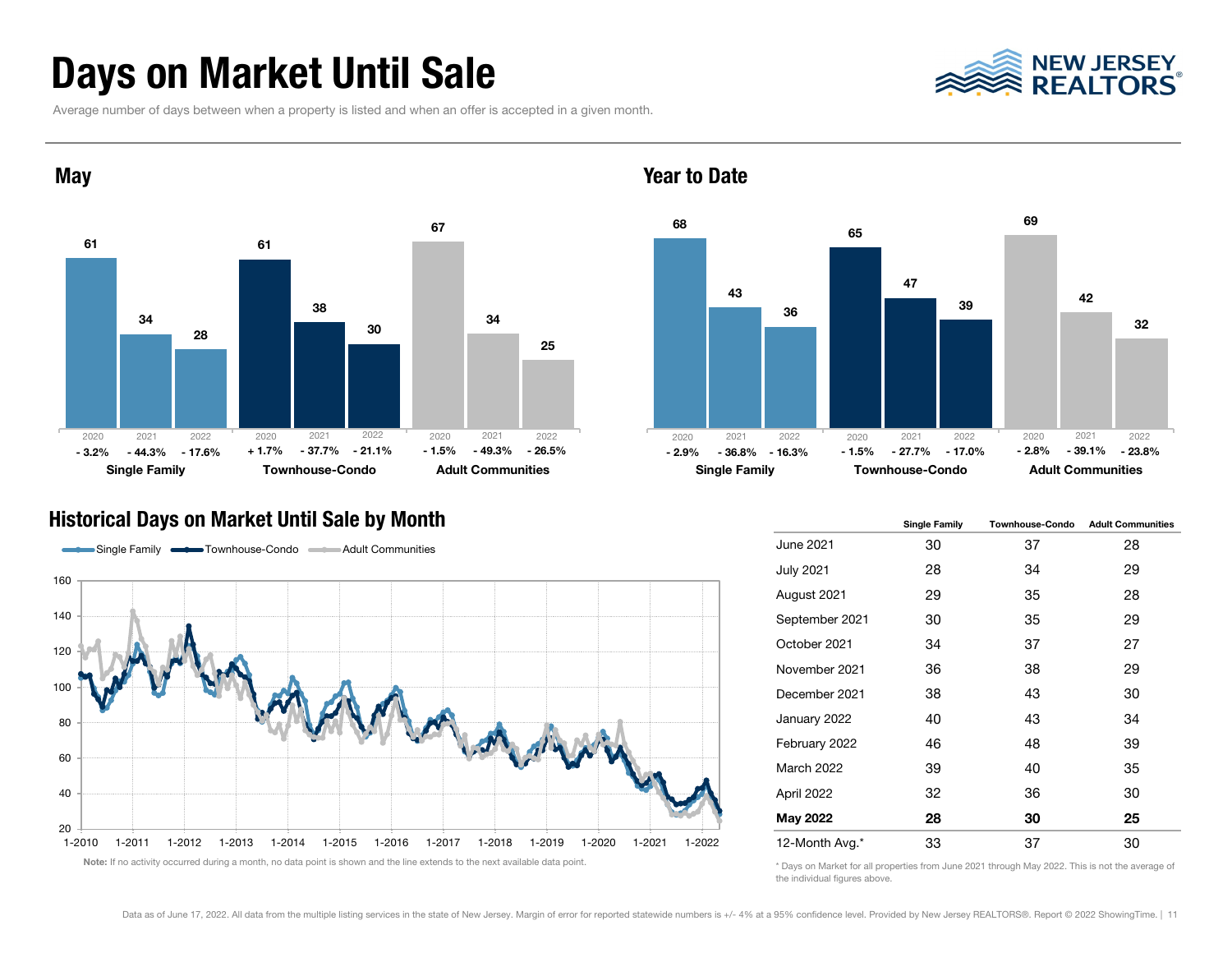# Days on Market Until Sale

Average number of days between when a property is listed and when an offer is accepted in a given month.

## May

| | 2020 | 2021 | 2022 |
|---|---|---|---|
| **Single Family** | 61 | 34 | 28 |
| Change | - 3.2% | - 44.3% | - 17.6% |
| **Townhouse-Condo** | 61 | 38 | 30 |
| Change | + 1.7% | - 37.7% | - 21.1% |
| **Adult Communities** | 67 | 34 | 25 |
| Change | - 1.5% | - 49.3% | - 26.5% |

## Year to Date

| | 2020 | 2021 | 2022 |
|---|---|---|---|
| **Single Family** | 68 | 43 | 36 |
| Change | - 2.9% | - 36.8% | - 16.3% |
| **Townhouse-Condo** | 65 | 47 | 39 |
| Change | - 1.5% | - 27.7% | - 17.0% |
| **Adult Communities** | 69 | 42 | 32 |
| Change | - 2.8% | - 39.1% | - 23.8% |

## Historical Days on Market Until Sale by Month

Single Family, Townhouse-Condo, Adult Communities

**Note:** If no activity occurred during a month, no data point is shown and the line extends to the next available data point.

| | Single Family | Townhouse-Condo | Adult Communities |
|---|---|---|---|
| June 2021 | 30 | 37 | 28 |
| July 2021 | 28 | 34 | 29 |
| August 2021 | 29 | 35 | 28 |
| September 2021 | 30 | 35 | 29 |
| October 2021 | 34 | 37 | 27 |
| November 2021 | 36 | 38 | 29 |
| December 2021 | 38 | 43 | 30 |
| January 2022 | 40 | 43 | 34 |
| February 2022 | 46 | 48 | 39 |
| March 2022 | 39 | 40 | 35 |
| April 2022 | 32 | 36 | 30 |
| **May 2022** | **28** | **30** | **25** |
| 12-Month Avg.* | 33 | 37 | 30 |

* Days on Market for all properties from June 2021 through May 2022. This is not the average of the individual figures above.

Data as of June 17, 2022. All data from the multiple listing services in the state of New Jersey. Margin of error for reported statewide numbers is +/- 4% at a 95% confidence level. Provided by New Jersey REALTORS®. Report © 2022 ShowingTime.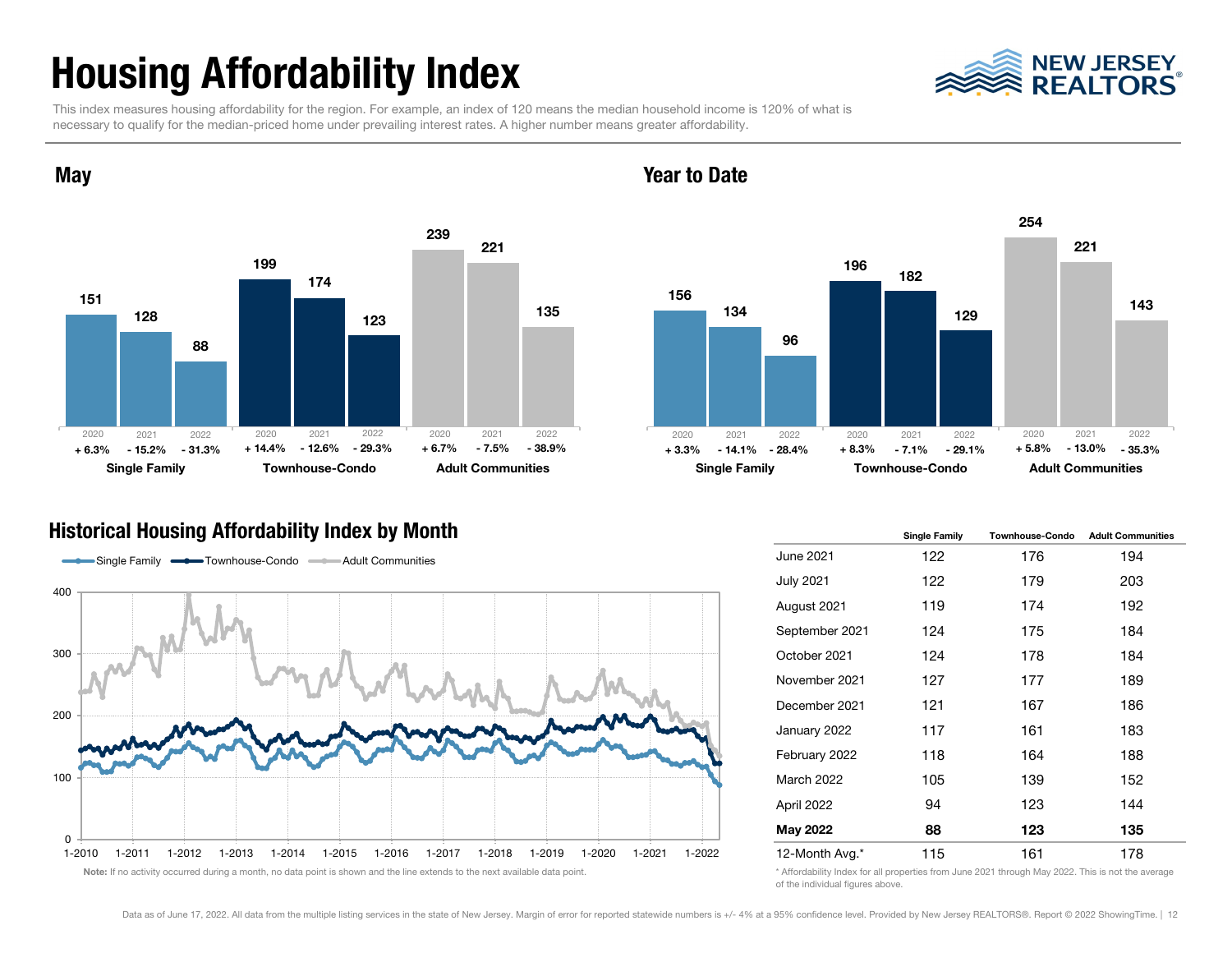# Housing Affordability Index

This index measures housing affordability for the region. For example, an index of 120 means the median household income is 120% of what is necessary to qualify for the median-priced home under prevailing interest rates. A higher number means greater affordability.

## May

| | 2020 | 2021 | 2022 |
|---|---|---|---|
| **Single Family** | 151 | 128 | 88 |
| | + 6.3% | - 15.2% | - 31.3% |
| **Townhouse-Condo** | 199 | 174 | 123 |
| | + 14.4% | - 12.6% | - 29.3% |
| **Adult Communities** | 239 | 221 | 135 |
| | + 6.7% | - 7.5% | - 38.9% |

## Year to Date

| | 2020 | 2021 | 2022 |
|---|---|---|---|
| **Single Family** | 156 | 134 | 96 |
| | + 3.3% | - 14.1% | - 28.4% |
| **Townhouse-Condo** | 196 | 182 | 129 |
| | + 8.3% | - 7.1% | - 29.1% |
| **Adult Communities** | 254 | 221 | 143 |
| | + 5.8% | - 13.0% | - 35.3% |

## Historical Housing Affordability Index by Month

Single Family — Townhouse-Condo — Adult Communities

**Note:** If no activity occurred during a month, no data point is shown and the line extends to the next available data point.

| | Single Family | Townhouse-Condo | Adult Communities |
|---|---|---|---|
| June 2021 | 122 | 176 | 194 |
| July 2021 | 122 | 179 | 203 |
| August 2021 | 119 | 174 | 192 |
| September 2021 | 124 | 175 | 184 |
| October 2021 | 124 | 178 | 184 |
| November 2021 | 127 | 177 | 189 |
| December 2021 | 121 | 167 | 186 |
| January 2022 | 117 | 161 | 183 |
| February 2022 | 118 | 164 | 188 |
| March 2022 | 105 | 139 | 152 |
| April 2022 | 94 | 123 | 144 |
| **May 2022** | **88** | **123** | **135** |
| 12-Month Avg.* | 115 | 161 | 178 |

\* Affordability Index for all properties from June 2021 through May 2022. This is not the average of the individual figures above.

Data as of June 17, 2022. All data from the multiple listing services in the state of New Jersey. Margin of error for reported statewide numbers is +/- 4% at a 95% confidence level. Provided by New Jersey REALTORS®. Report © 2022 ShowingTime.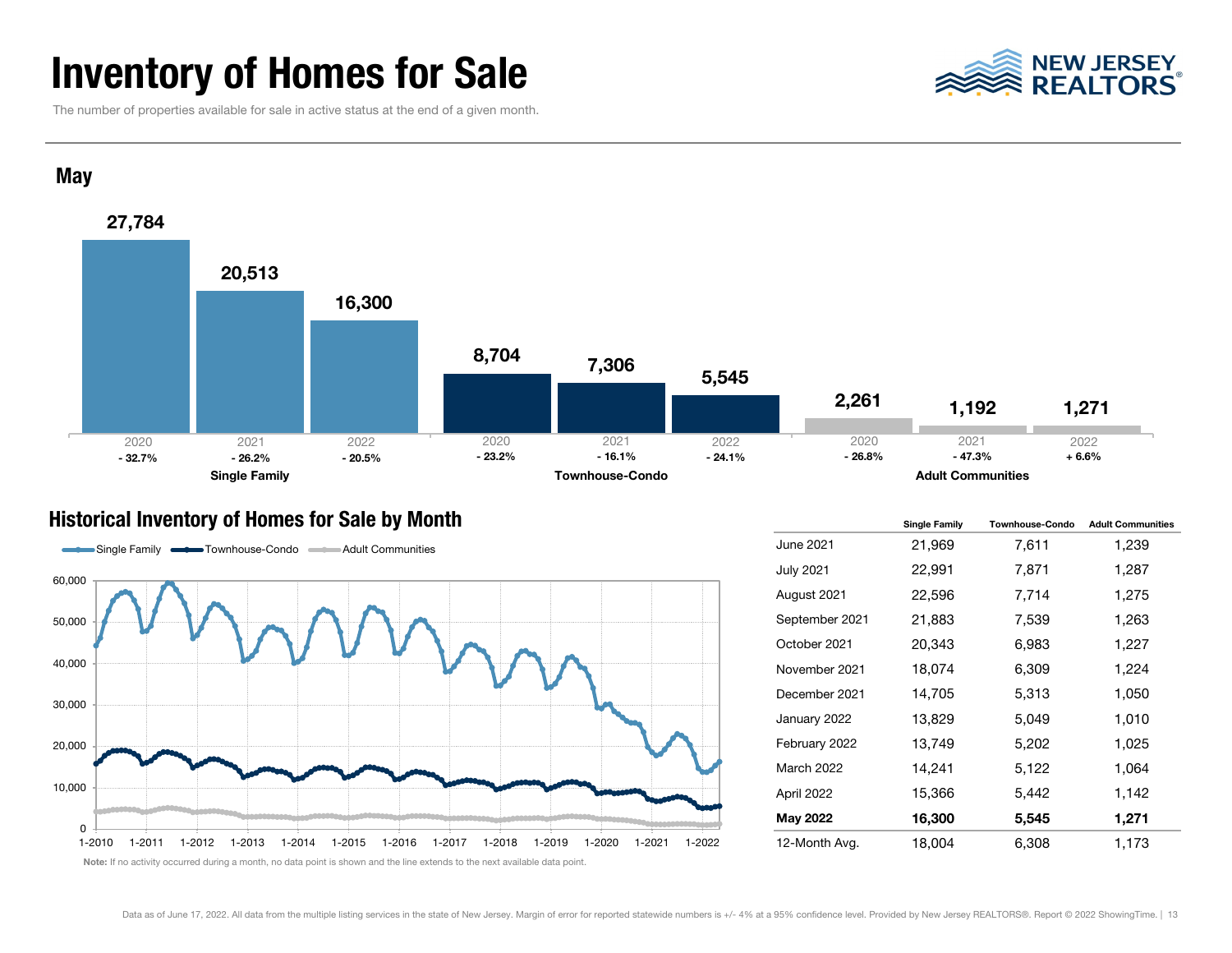# Inventory of Homes for Sale

The number of properties available for sale in active status at the end of a given month.

## May

| | 2020 | 2021 | 2022 |
|---|---|---|---|
| **Single Family** | 27,784 | 20,513 | 16,300 |
| | - 32.7% | - 26.2% | - 20.5% |
| **Townhouse-Condo** | 8,704 | 7,306 | 5,545 |
| | - 23.2% | - 16.1% | - 24.1% |
| **Adult Communities** | 2,261 | 1,192 | 1,271 |
| | - 26.8% | - 47.3% | + 6.6% |

## Historical Inventory of Homes for Sale by Month

Single Family | Townhouse-Condo | Adult Communities

Note: If no activity occurred during a month, no data point is shown and the line extends to the next available data point.

| | Single Family | Townhouse-Condo | Adult Communities |
|---|---|---|---|
| June 2021 | 21,969 | 7,611 | 1,239 |
| July 2021 | 22,991 | 7,871 | 1,287 |
| August 2021 | 22,596 | 7,714 | 1,275 |
| September 2021 | 21,883 | 7,539 | 1,263 |
| October 2021 | 20,343 | 6,983 | 1,227 |
| November 2021 | 18,074 | 6,309 | 1,224 |
| December 2021 | 14,705 | 5,313 | 1,050 |
| January 2022 | 13,829 | 5,049 | 1,010 |
| February 2022 | 13,749 | 5,202 | 1,025 |
| March 2022 | 14,241 | 5,122 | 1,064 |
| April 2022 | 15,366 | 5,442 | 1,142 |
| **May 2022** | **16,300** | **5,545** | **1,271** |
| 12-Month Avg. | 18,004 | 6,308 | 1,173 |

Data as of June 17, 2022. All data from the multiple listing services in the state of New Jersey. Margin of error for reported statewide numbers is +/- 4% at a 95% confidence level. Provided by New Jersey REALTORS®. Report © 2022 ShowingTime.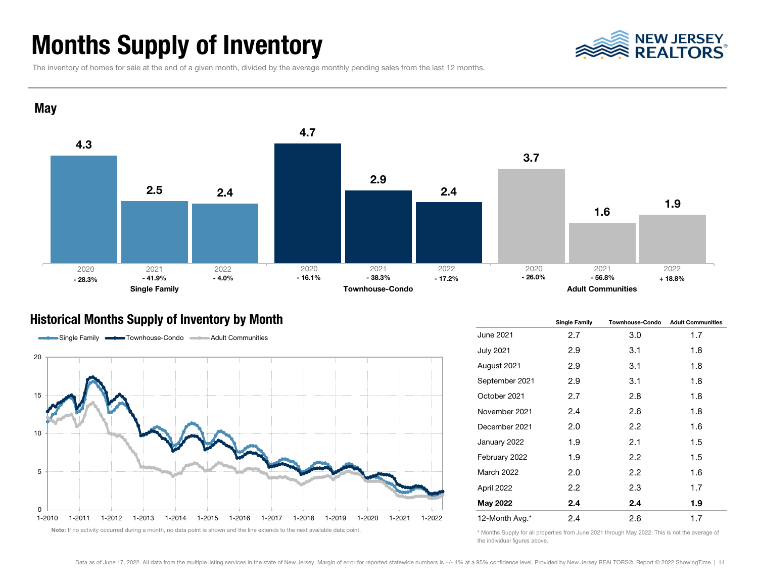# Months Supply of Inventory

The inventory of homes for sale at the end of a given month, divided by the average monthly pending sales from the last 12 months.

## May

| | 2020 | 2021 | 2022 |
|---|---|---|---|
| **Single Family** | 4.3 | 2.5 | 2.4 |
| | - 28.3% | - 41.9% | - 4.0% |
| **Townhouse-Condo** | 4.7 | 2.9 | 2.4 |
| | - 16.1% | - 38.3% | - 17.2% |
| **Adult Communities** | 3.7 | 1.6 | 1.9 |
| | - 26.0% | - 56.8% | + 18.8% |

## Historical Months Supply of Inventory by Month

Single Family · Townhouse-Condo · Adult Communities

**Note:** If no activity occurred during a month, no data point is shown and the line extends to the next available data point.

| | Single Family | Townhouse-Condo | Adult Communities |
|---|---|---|---|
| June 2021 | 2.7 | 3.0 | 1.7 |
| July 2021 | 2.9 | 3.1 | 1.8 |
| August 2021 | 2.9 | 3.1 | 1.8 |
| September 2021 | 2.9 | 3.1 | 1.8 |
| October 2021 | 2.7 | 2.8 | 1.8 |
| November 2021 | 2.4 | 2.6 | 1.8 |
| December 2021 | 2.0 | 2.2 | 1.6 |
| January 2022 | 1.9 | 2.1 | 1.5 |
| February 2022 | 1.9 | 2.2 | 1.5 |
| March 2022 | 2.0 | 2.2 | 1.6 |
| April 2022 | 2.2 | 2.3 | 1.7 |
| **May 2022** | **2.4** | **2.4** | **1.9** |
| 12-Month Avg.* | 2.4 | 2.6 | 1.7 |

\* Months Supply for all properties from June 2021 through May 2022. This is not the average of the individual figures above.

Data as of June 17, 2022. All data from the multiple listing services in the state of New Jersey. Margin of error for reported statewide numbers is +/- 4% at a 95% confidence level. Provided by New Jersey REALTORS®. Report © 2022 ShowingTime.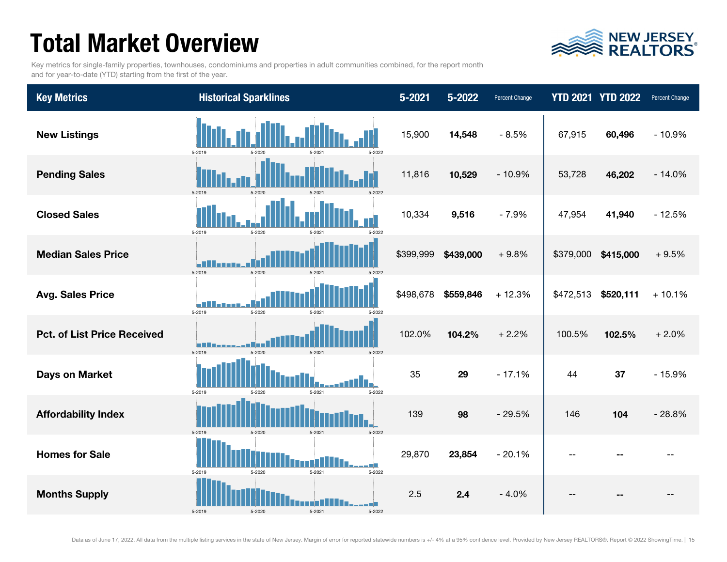# Total Market Overview

NEW JERSEY REALTORS®

Key metrics for single-family properties, townhouses, condominiums and properties in adult communities combined, for the report month and for year-to-date (YTD) starting from the first of the year.

| Key Metrics | Historical Sparklines | 5-2021 | 5-2022 | Percent Change | YTD 2021 | YTD 2022 | Percent Change |
|---|---|---|---|---|---|---|---|
| New Listings | 5-2019 5-2020 5-2021 5-2022 | 15,900 | **14,548** | - 8.5% | 67,915 | **60,496** | - 10.9% |
| Pending Sales | 5-2019 5-2020 5-2021 5-2022 | 11,816 | **10,529** | - 10.9% | 53,728 | **46,202** | - 14.0% |
| Closed Sales | 5-2019 5-2020 5-2021 5-2022 | 10,334 | **9,516** | - 7.9% | 47,954 | **41,940** | - 12.5% |
| Median Sales Price | 5-2019 5-2020 5-2021 5-2022 | $399,999 | **$439,000** | + 9.8% | $379,000 | **$415,000** | + 9.5% |
| Avg. Sales Price | 5-2019 5-2020 5-2021 5-2022 | $498,678 | **$559,846** | + 12.3% | $472,513 | **$520,111** | + 10.1% |
| Pct. of List Price Received | 5-2019 5-2020 5-2021 5-2022 | 102.0% | **104.2%** | + 2.2% | 100.5% | **102.5%** | + 2.0% |
| Days on Market | 5-2019 5-2020 5-2021 5-2022 | 35 | **29** | - 17.1% | 44 | **37** | - 15.9% |
| Affordability Index | 5-2019 5-2020 5-2021 5-2022 | 139 | **98** | - 29.5% | 146 | **104** | - 28.8% |
| Homes for Sale | 5-2019 5-2020 5-2021 5-2022 | 29,870 | **23,854** | - 20.1% | -- | **--** | -- |
| Months Supply | 5-2019 5-2020 5-2021 5-2022 | 2.5 | **2.4** | - 4.0% | -- | **--** | -- |

Data as of June 17, 2022. All data from the multiple listing services in the state of New Jersey. Margin of error for reported statewide numbers is +/- 4% at a 95% confidence level. Provided by New Jersey REALTORS®. Report © 2022 ShowingTime.